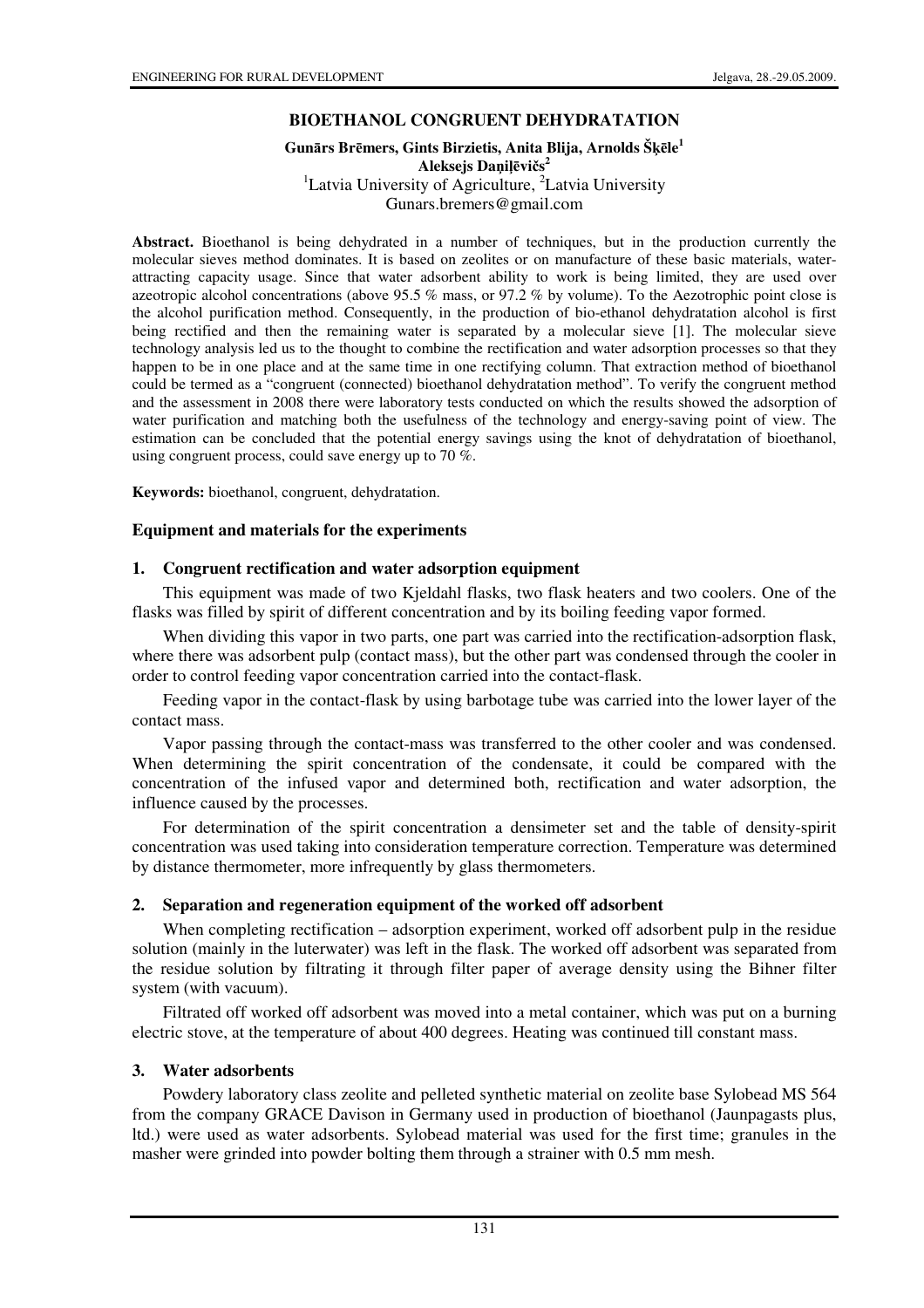# BIOETHANOL CONGRUENT DEHYDRATATION

**Gunārs Brēmers, Gints Birzietis, Anita Blija, Arnolds Šķēle[1]**
**Aleksejs Daņiļēvičs[2]**
[1]Latvia University of Agriculture, [2]Latvia University
Gunars.bremers@gmail.com

**Abstract.** Bioethanol is being dehydrated in a number of techniques, but in the production currently the molecular sieves method dominates. It is based on zeolites or on manufacture of these basic materials, water-attracting capacity usage. Since that water adsorbent ability to work is being limited, they are used over azeotropic alcohol concentrations (above 95.5 % mass, or 97.2 % by volume). To the Aezotrophic point close is the alcohol purification method. Consequently, in the production of bio-ethanol dehydratation alcohol is first being rectified and then the remaining water is separated by a molecular sieve [1]. The molecular sieve technology analysis led us to the thought to combine the rectification and water adsorption processes so that they happen to be in one place and at the same time in one rectifying column. That extraction method of bioethanol could be termed as a "congruent (connected) bioethanol dehydratation method". To verify the congruent method and the assessment in 2008 there were laboratory tests conducted on which the results showed the adsorption of water purification and matching both the usefulness of the technology and energy-saving point of view. The estimation can be concluded that the potential energy savings using the knot of dehydratation of bioethanol, using congruent process, could save energy up to 70 %.

**Keywords:** bioethanol, congruent, dehydratation.

## Equipment and materials for the experiments

### 1. Congruent rectification and water adsorption equipment

This equipment was made of two Kjeldahl flasks, two flask heaters and two coolers. One of the flasks was filled by spirit of different concentration and by its boiling feeding vapor formed.

When dividing this vapor in two parts, one part was carried into the rectification-adsorption flask, where there was adsorbent pulp (contact mass), but the other part was condensed through the cooler in order to control feeding vapor concentration carried into the contact-flask.

Feeding vapor in the contact-flask by using barbotage tube was carried into the lower layer of the contact mass.

Vapor passing through the contact-mass was transferred to the other cooler and was condensed. When determining the spirit concentration of the condensate, it could be compared with the concentration of the infused vapor and determined both, rectification and water adsorption, the influence caused by the processes.

For determination of the spirit concentration a densimeter set and the table of density-spirit concentration was used taking into consideration temperature correction. Temperature was determined by distance thermometer, more infrequently by glass thermometers.

### 2. Separation and regeneration equipment of the worked off adsorbent

When completing rectification – adsorption experiment, worked off adsorbent pulp in the residue solution (mainly in the luterwater) was left in the flask. The worked off adsorbent was separated from the residue solution by filtrating it through filter paper of average density using the Bihner filter system (with vacuum).

Filtrated off worked off adsorbent was moved into a metal container, which was put on a burning electric stove, at the temperature of about 400 degrees. Heating was continued till constant mass.

### 3. Water adsorbents

Powdery laboratory class zeolite and pelleted synthetic material on zeolite base Sylobead MS 564 from the company GRACE Davison in Germany used in production of bioethanol (Jaunpagasts plus, ltd.) were used as water adsorbents. Sylobead material was used for the first time; granules in the masher were grinded into powder bolting them through a strainer with 0.5 mm mesh.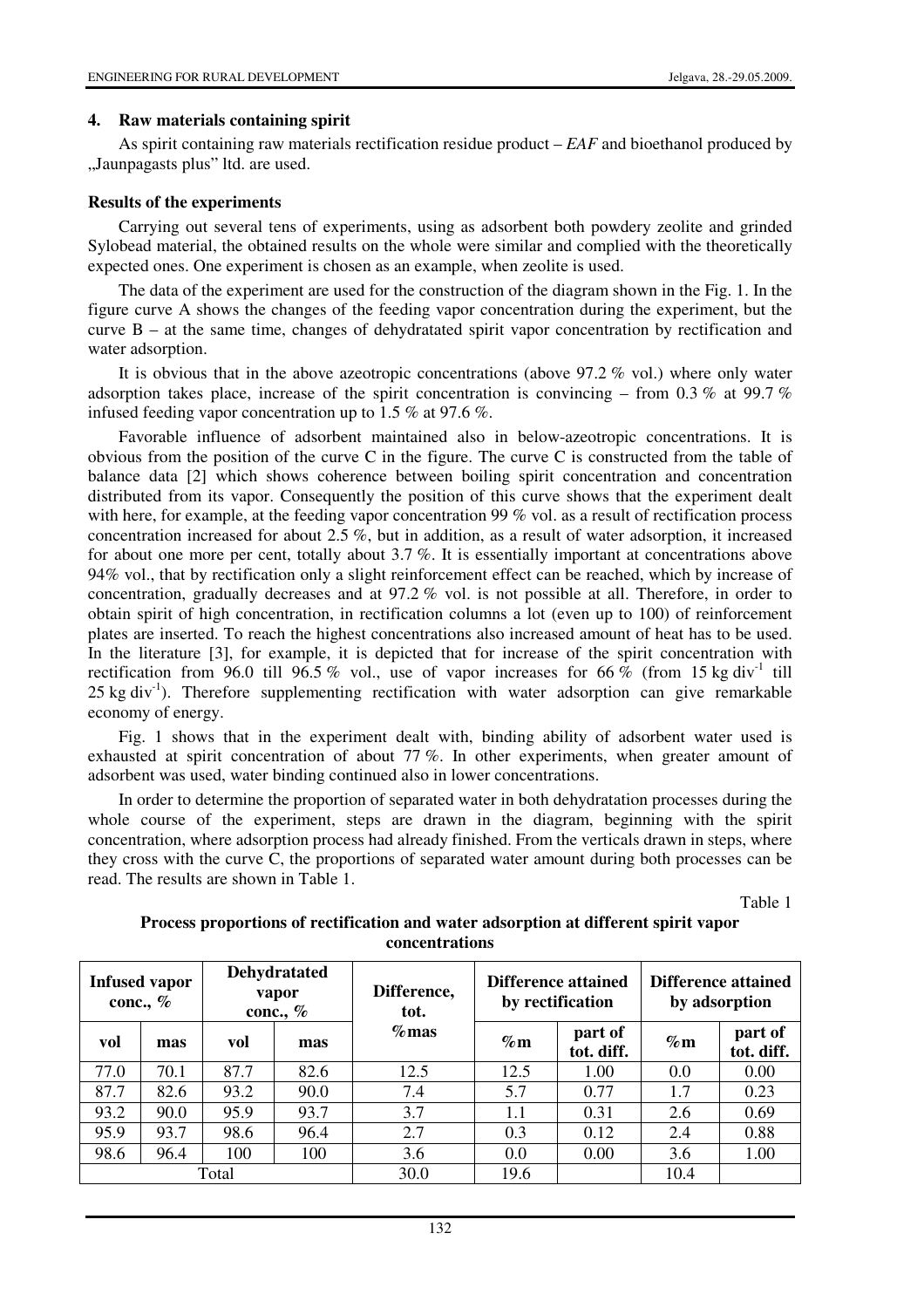## 4. Raw materials containing spirit

As spirit containing raw materials rectification residue product – *EAF* and bioethanol produced by „Jaunpagasts plus" ltd. are used.

### Results of the experiments

Carrying out several tens of experiments, using as adsorbent both powdery zeolite and grinded Sylobead material, the obtained results on the whole were similar and complied with the theoretically expected ones. One experiment is chosen as an example, when zeolite is used.

The data of the experiment are used for the construction of the diagram shown in the Fig. 1. In the figure curve A shows the changes of the feeding vapor concentration during the experiment, but the curve B – at the same time, changes of dehydratated spirit vapor concentration by rectification and water adsorption.

It is obvious that in the above azeotropic concentrations (above 97.2 % vol.) where only water adsorption takes place, increase of the spirit concentration is convincing – from 0.3 % at 99.7 % infused feeding vapor concentration up to 1.5 % at 97.6 %.

Favorable influence of adsorbent maintained also in below-azeotropic concentrations. It is obvious from the position of the curve C in the figure. The curve C is constructed from the table of balance data [2] which shows coherence between boiling spirit concentration and concentration distributed from its vapor. Consequently the position of this curve shows that the experiment dealt with here, for example, at the feeding vapor concentration 99 % vol. as a result of rectification process concentration increased for about 2.5 %, but in addition, as a result of water adsorption, it increased for about one more per cent, totally about 3.7 %. It is essentially important at concentrations above 94% vol., that by rectification only a slight reinforcement effect can be reached, which by increase of concentration, gradually decreases and at 97.2 % vol. is not possible at all. Therefore, in order to obtain spirit of high concentration, in rectification columns a lot (even up to 100) of reinforcement plates are inserted. To reach the highest concentrations also increased amount of heat has to be used. In the literature [3], for example, it is depicted that for increase of the spirit concentration with rectification from 96.0 till 96.5 % vol., use of vapor increases for 66 % (from 15 kg $div^{-1}$ till 25 kg $div^{-1}$). Therefore supplementing rectification with water adsorption can give remarkable economy of energy.

Fig. 1 shows that in the experiment dealt with, binding ability of adsorbent water used is exhausted at spirit concentration of about 77 %. In other experiments, when greater amount of adsorbent was used, water binding continued also in lower concentrations.

In order to determine the proportion of separated water in both dehydratation processes during the whole course of the experiment, steps are drawn in the diagram, beginning with the spirit concentration, where adsorption process had already finished. From the verticals drawn in steps, where they cross with the curve C, the proportions of separated water amount during both processes can be read. The results are shown in Table 1.

Table 1

**Process proportions of rectification and water adsorption at different spirit vapor concentrations**

| Infused vapor conc., % | | Dehydratated vapor conc., % | | Difference, tot. %mas | Difference attained by rectification | | Difference attained by adsorption | |
|---|---|---|---|---|---|---|---|---|
| vol | mas | vol | mas | | %m | part of tot. diff. | %m | part of tot. diff. |
| 77.0 | 70.1 | 87.7 | 82.6 | 12.5 | 12.5 | 1.00 | 0.0 | 0.00 |
| 87.7 | 82.6 | 93.2 | 90.0 | 7.4 | 5.7 | 0.77 | 1.7 | 0.23 |
| 93.2 | 90.0 | 95.9 | 93.7 | 3.7 | 1.1 | 0.31 | 2.6 | 0.69 |
| 95.9 | 93.7 | 98.6 | 96.4 | 2.7 | 0.3 | 0.12 | 2.4 | 0.88 |
| 98.6 | 96.4 | 100 | 100 | 3.6 | 0.0 | 0.00 | 3.6 | 1.00 |
| Total | | | | 30.0 | 19.6 | | 10.4 | |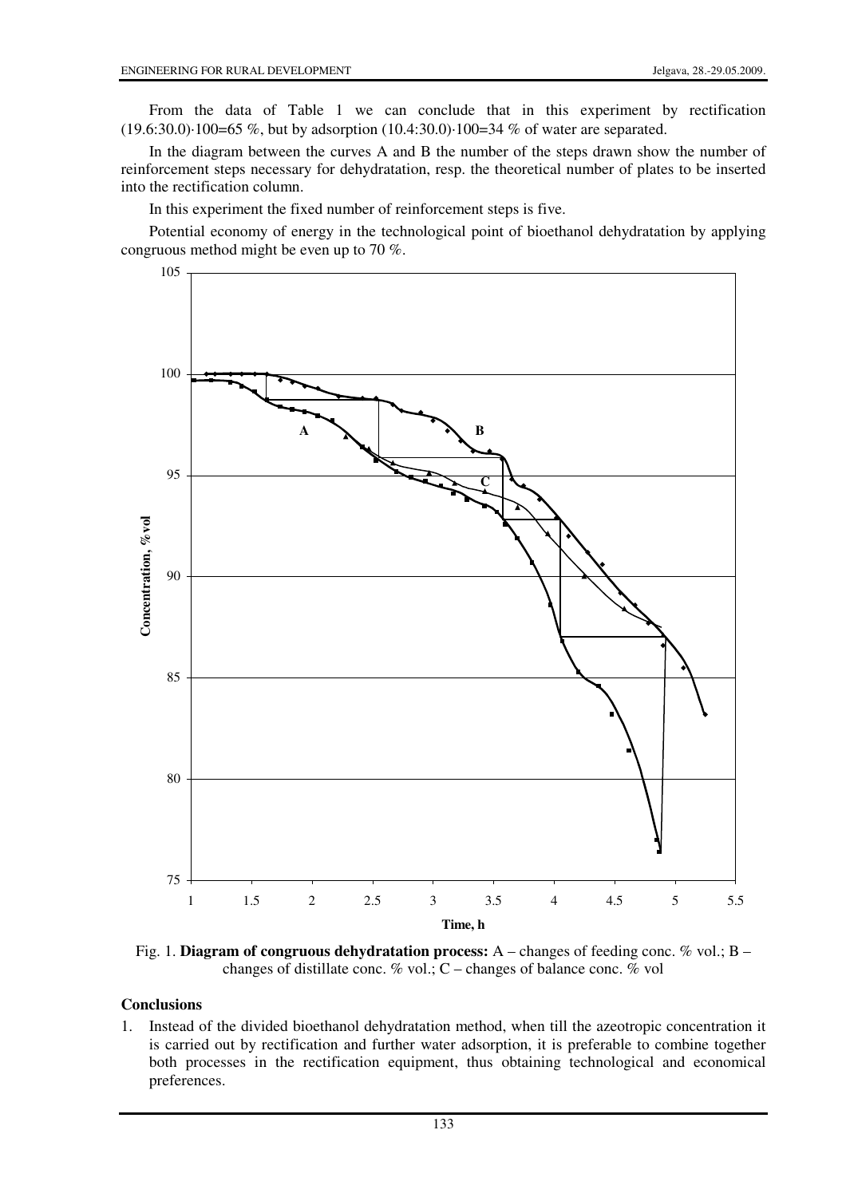From the data of Table 1 we can conclude that in this experiment by rectification (19.6:30.0)·100=65 %, but by adsorption (10.4:30.0)·100=34 % of water are separated.

In the diagram between the curves A and B the number of the steps drawn show the number of reinforcement steps necessary for dehydratation, resp. the theoretical number of plates to be inserted into the rectification column.

In this experiment the fixed number of reinforcement steps is five.

Potential economy of energy in the technological point of bioethanol dehydratation by applying congruous method might be even up to 70 %.

Fig. 1. **Diagram of congruous dehydratation process:** A – changes of feeding conc. % vol.; B – changes of distillate conc. % vol.; C – changes of balance conc. % vol

## Conclusions

1. Instead of the divided bioethanol dehydratation method, when till the azeotropic concentration it is carried out by rectification and further water adsorption, it is preferable to combine together both processes in the rectification equipment, thus obtaining technological and economical preferences.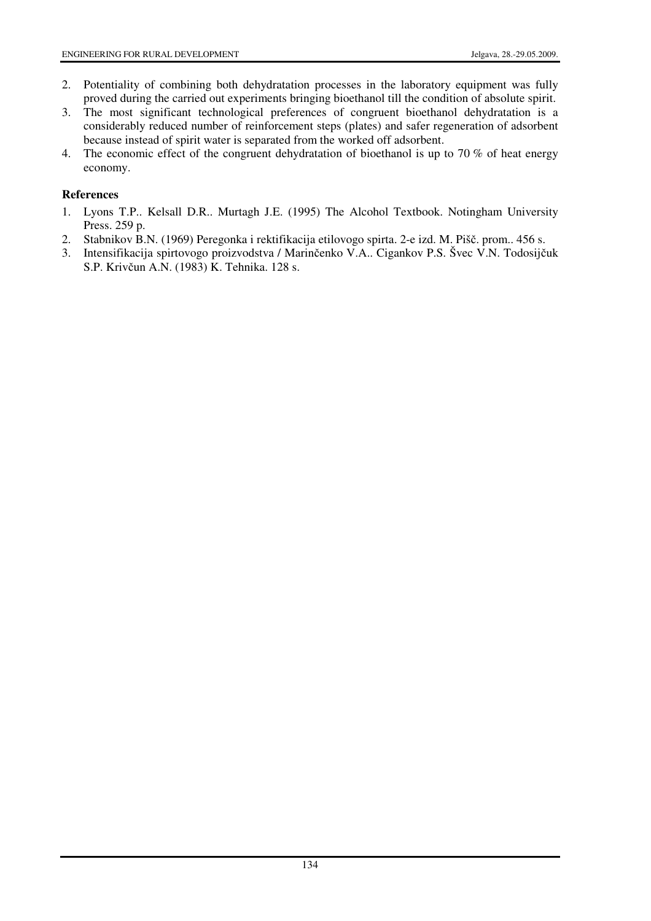2. Potentiality of combining both dehydratation processes in the laboratory equipment was fully proved during the carried out experiments bringing bioethanol till the condition of absolute spirit.
3. The most significant technological preferences of congruent bioethanol dehydratation is a considerably reduced number of reinforcement steps (plates) and safer regeneration of adsorbent because instead of spirit water is separated from the worked off adsorbent.
4. The economic effect of the congruent dehydratation of bioethanol is up to 70 % of heat energy economy.

## References

1. Lyons T.P.. Kelsall D.R.. Murtagh J.E. (1995) The Alcohol Textbook. Notingham University Press. 259 p.
2. Stabnikov B.N. (1969) Peregonka i rektifikacija etilovogo spirta. 2-e izd. M. Pišč. prom.. 456 s.
3. Intensifikacija spirtovogo proizvodstva / Marinčenko V.A.. Cigankov P.S. Švec V.N. Todosijčuk S.P. Krivčun A.N. (1983) K. Tehnika. 128 s.